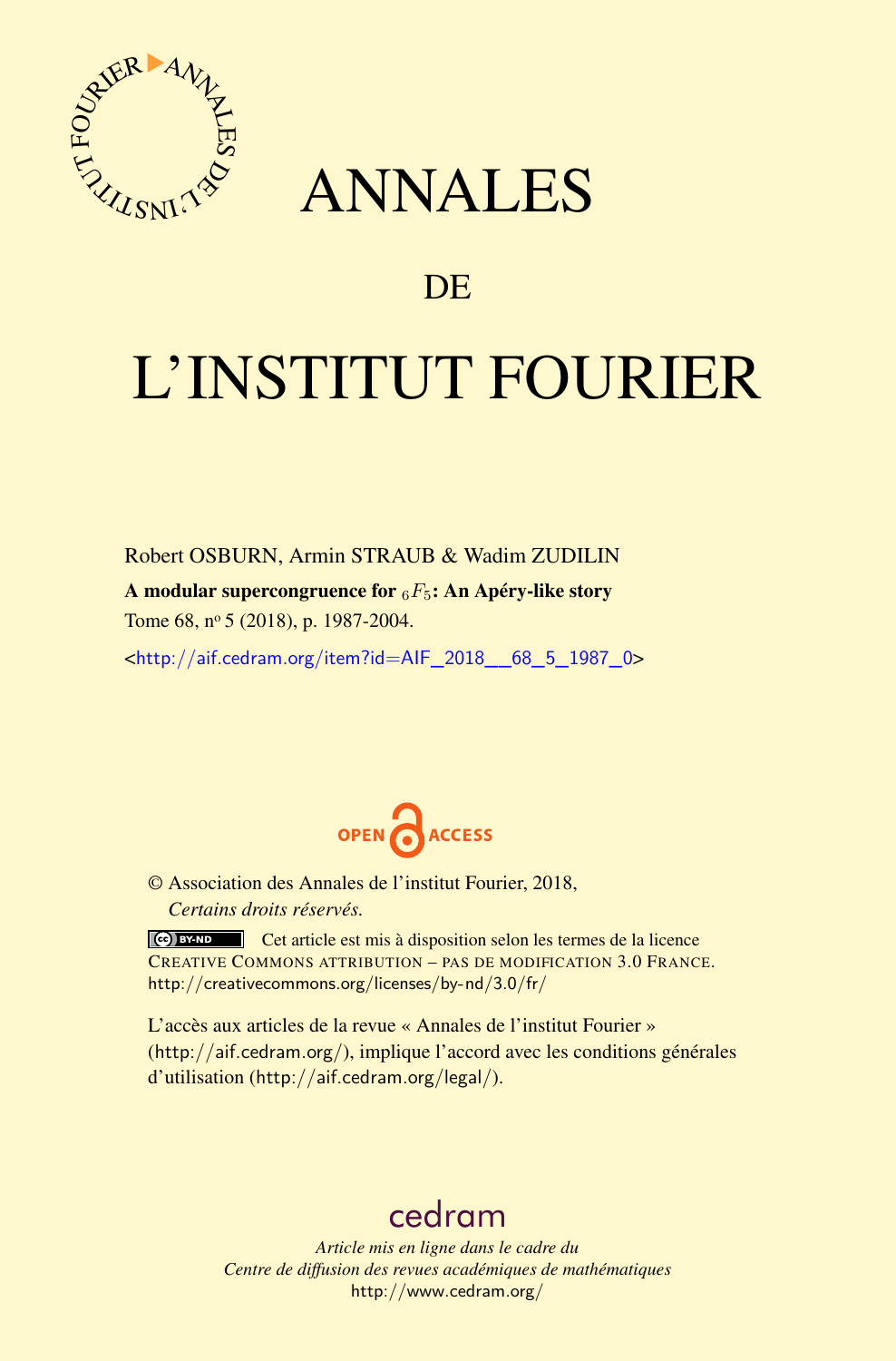# ANNALES

## DE

# L'INSTITUT FOURIER

Robert OSBURN, Armin STRAUB & Wadim ZUDILIN

**A modular supercongruence for $_6F_5$: An Apéry-like story**

Tome 68, n° 5 (2018), p. 1987-2004.

<http://aif.cedram.org/item?id=AIF_2018__68_5_1987_0>

OPEN ACCESS

© Association des Annales de l'institut Fourier, 2018,
*Certains droits réservés.*

Cet article est mis à disposition selon les termes de la licence CREATIVE COMMONS ATTRIBUTION – PAS DE MODIFICATION 3.0 FRANCE.
http://creativecommons.org/licenses/by-nd/3.0/fr/

L'accès aux articles de la revue « Annales de l'institut Fourier » (http://aif.cedram.org/), implique l'accord avec les conditions générales d'utilisation (http://aif.cedram.org/legal/).

cedram

*Article mis en ligne dans le cadre du*
*Centre de diffusion des revues académiques de mathématiques*
http://www.cedram.org/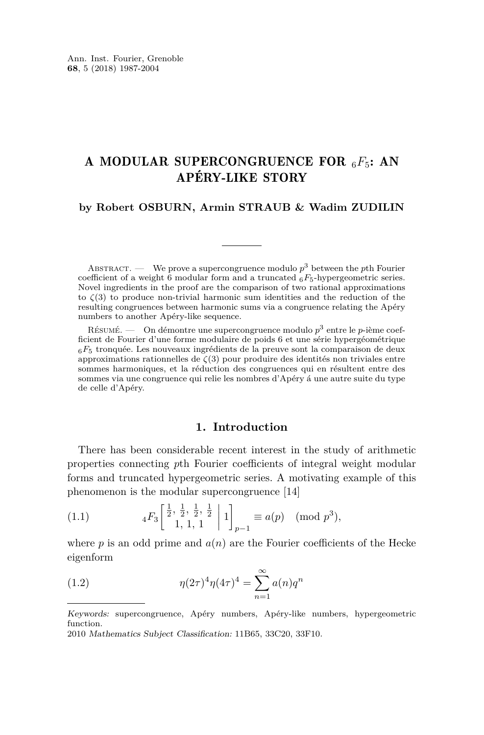# A MODULAR SUPERCONGRUENCE FOR $_6F_5$: AN APÉRY-LIKE STORY

**by Robert OSBURN, Armin STRAUB & Wadim ZUDILIN**

Abstract. — We prove a supercongruence modulo $p^3$ between the $p$th Fourier coefficient of a weight 6 modular form and a truncated $_6F_5$-hypergeometric series. Novel ingredients in the proof are the comparison of two rational approximations to $\zeta(3)$ to produce non-trivial harmonic sum identities and the reduction of the resulting congruences between harmonic sums via a congruence relating the Apéry numbers to another Apéry-like sequence.

Résumé. — On démontre une supercongruence modulo $p^3$ entre le $p$-ième coefficient de Fourier d'une forme modulaire de poids 6 et une série hypergéométrique $_6F_5$ tronquée. Les nouveaux ingrédients de la preuve sont la comparaison de deux approximations rationnelles de $\zeta(3)$ pour produire des identités non triviales entre sommes harmoniques, et la réduction des congruences qui en résultent entre des sommes via une congruence qui relie les nombres d'Apéry á une autre suite du type de celle d'Apéry.

## 1. Introduction

There has been considerable recent interest in the study of arithmetic properties connecting $p$th Fourier coefficients of integral weight modular forms and truncated hypergeometric series. A motivating example of this phenomenon is the modular supercongruence [14]

$$
{}_4F_3\left[\begin{matrix}\frac{1}{2},\,\frac{1}{2},\,\frac{1}{2},\,\frac{1}{2}\\ 1,\,1,\,1\end{matrix}\,\middle|\,1\right]_{p-1} \equiv a(p) \pmod{p^3}, \tag{1.1}
$$

where $p$ is an odd prime and $a(n)$ are the Fourier coefficients of the Hecke eigenform

$$
\eta(2\tau)^4\eta(4\tau)^4 = \sum_{n=1}^{\infty} a(n)q^n \tag{1.2}
$$

*Keywords:* supercongruence, Apéry numbers, Apéry-like numbers, hypergeometric function.
2010 *Mathematics Subject Classification:* 11B65, 33C20, 33F10.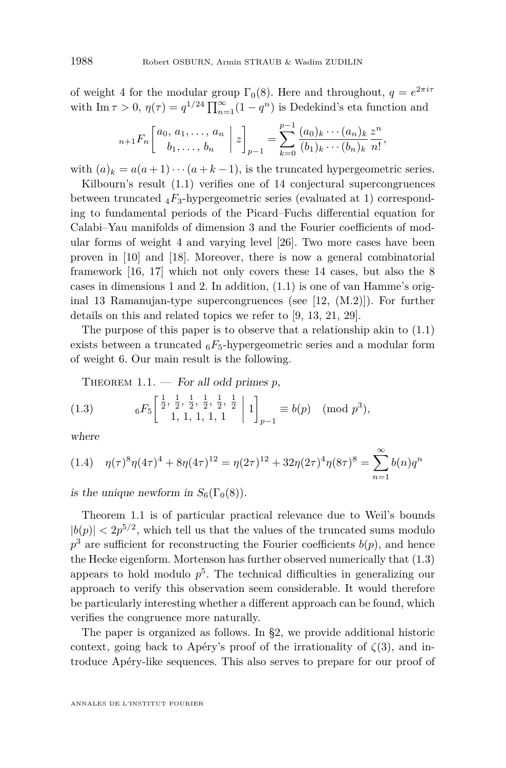of weight 4 for the modular group $\Gamma_0(8)$. Here and throughout, $q = e^{2\pi i\tau}$ with $\operatorname{Im}\tau > 0$, $\eta(\tau) = q^{1/24}\prod_{n=1}^{\infty}(1-q^n)$ is Dedekind's eta function and

$$
{}_{n+1}F_n\left[\begin{matrix} a_0,\, a_1, \ldots, a_n \\ b_1, \ldots, b_n \end{matrix} \,\middle|\, z\right]_{p-1} = \sum_{k=0}^{p-1} \frac{(a_0)_k \cdots (a_n)_k}{(b_1)_k \cdots (b_n)_k} \frac{z^n}{n!},
$$

with $(a)_k = a(a+1)\cdots(a+k-1)$, is the truncated hypergeometric series.

Kilbourn's result (1.1) verifies one of 14 conjectural supercongruences between truncated ${}_4F_3$-hypergeometric series (evaluated at 1) corresponding to fundamental periods of the Picard–Fuchs differential equation for Calabi–Yau manifolds of dimension 3 and the Fourier coefficients of modular forms of weight 4 and varying level [26]. Two more cases have been proven in [10] and [18]. Moreover, there is now a general combinatorial framework [16, 17] which not only covers these 14 cases, but also the 8 cases in dimensions 1 and 2. In addition, (1.1) is one of van Hamme's original 13 Ramanujan-type supercongruences (see [12, (M.2)]). For further details on this and related topics we refer to [9, 13, 21, 29].

The purpose of this paper is to observe that a relationship akin to (1.1) exists between a truncated ${}_6F_5$-hypergeometric series and a modular form of weight 6. Our main result is the following.

Theorem 1.1. — *For all odd primes $p$,*

$$
{}_6F_5\left[\begin{matrix} \frac{1}{2},\, \frac{1}{2},\, \frac{1}{2},\, \frac{1}{2},\, \frac{1}{2},\, \frac{1}{2} \\ 1,\, 1,\, 1,\, 1,\, 1 \end{matrix} \,\middle|\, 1\right]_{p-1} \equiv b(p) \pmod{p^3}, \tag{1.3}
$$

*where*

$$
\eta(\tau)^8\eta(4\tau)^4 + 8\eta(4\tau)^{12} = \eta(2\tau)^{12} + 32\eta(2\tau)^4\eta(8\tau)^8 = \sum_{n=1}^{\infty} b(n)q^n \tag{1.4}
$$

*is the unique newform in $S_6(\Gamma_0(8))$.*

Theorem 1.1 is of particular practical relevance due to Weil's bounds $|b(p)| < 2p^{5/2}$, which tell us that the values of the truncated sums modulo $p^3$ are sufficient for reconstructing the Fourier coefficients $b(p)$, and hence the Hecke eigenform. Mortenson has further observed numerically that (1.3) appears to hold modulo $p^5$. The technical difficulties in generalizing our approach to verify this observation seem considerable. It would therefore be particularly interesting whether a different approach can be found, which verifies the congruence more naturally.

The paper is organized as follows. In §2, we provide additional historic context, going back to Apéry's proof of the irrationality of $\zeta(3)$, and introduce Apéry-like sequences. This also serves to prepare for our proof of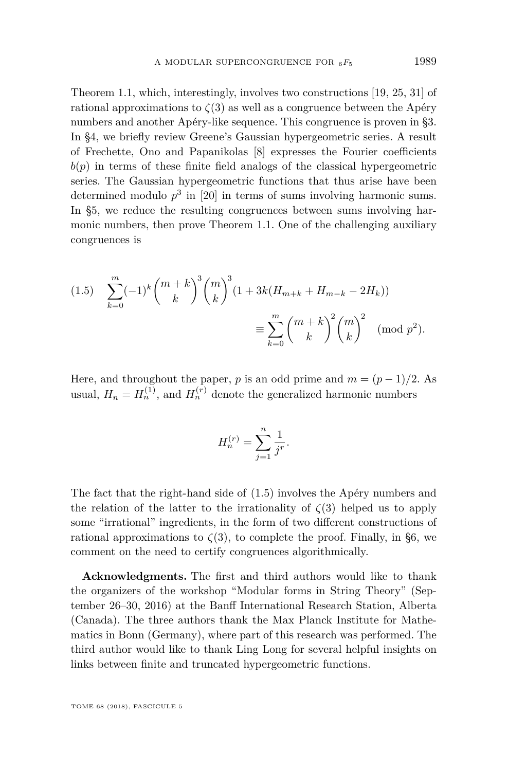Theorem 1.1, which, interestingly, involves two constructions [19, 25, 31] of rational approximations to $\zeta(3)$ as well as a congruence between the Apéry numbers and another Apéry-like sequence. This congruence is proven in §3. In §4, we briefly review Greene's Gaussian hypergeometric series. A result of Frechette, Ono and Papanikolas [8] expresses the Fourier coefficients $b(p)$ in terms of these finite field analogs of the classical hypergeometric series. The Gaussian hypergeometric functions that thus arise have been determined modulo $p^3$ in [20] in terms of sums involving harmonic sums. In §5, we reduce the resulting congruences between sums involving harmonic numbers, then prove Theorem 1.1. One of the challenging auxiliary congruences is

$$\sum_{k=0}^{m}(-1)^k\binom{m+k}{k}^3\binom{m}{k}^3(1+3k(H_{m+k}+H_{m-k}-2H_k)) \equiv \sum_{k=0}^{m}\binom{m+k}{k}^2\binom{m}{k}^2 \pmod{p^2}. \tag{1.5}$$

Here, and throughout the paper, $p$ is an odd prime and $m=(p-1)/2$. As usual, $H_n = H_n^{(1)}$, and $H_n^{(r)}$ denote the generalized harmonic numbers

$$H_n^{(r)} = \sum_{j=1}^{n}\frac{1}{j^r}.$$

The fact that the right-hand side of (1.5) involves the Apéry numbers and the relation of the latter to the irrationality of $\zeta(3)$ helped us to apply some "irrational" ingredients, in the form of two different constructions of rational approximations to $\zeta(3)$, to complete the proof. Finally, in §6, we comment on the need to certify congruences algorithmically.

**Acknowledgments.** The first and third authors would like to thank the organizers of the workshop "Modular forms in String Theory" (September 26–30, 2016) at the Banff International Research Station, Alberta (Canada). The three authors thank the Max Planck Institute for Mathematics in Bonn (Germany), where part of this research was performed. The third author would like to thank Ling Long for several helpful insights on links between finite and truncated hypergeometric functions.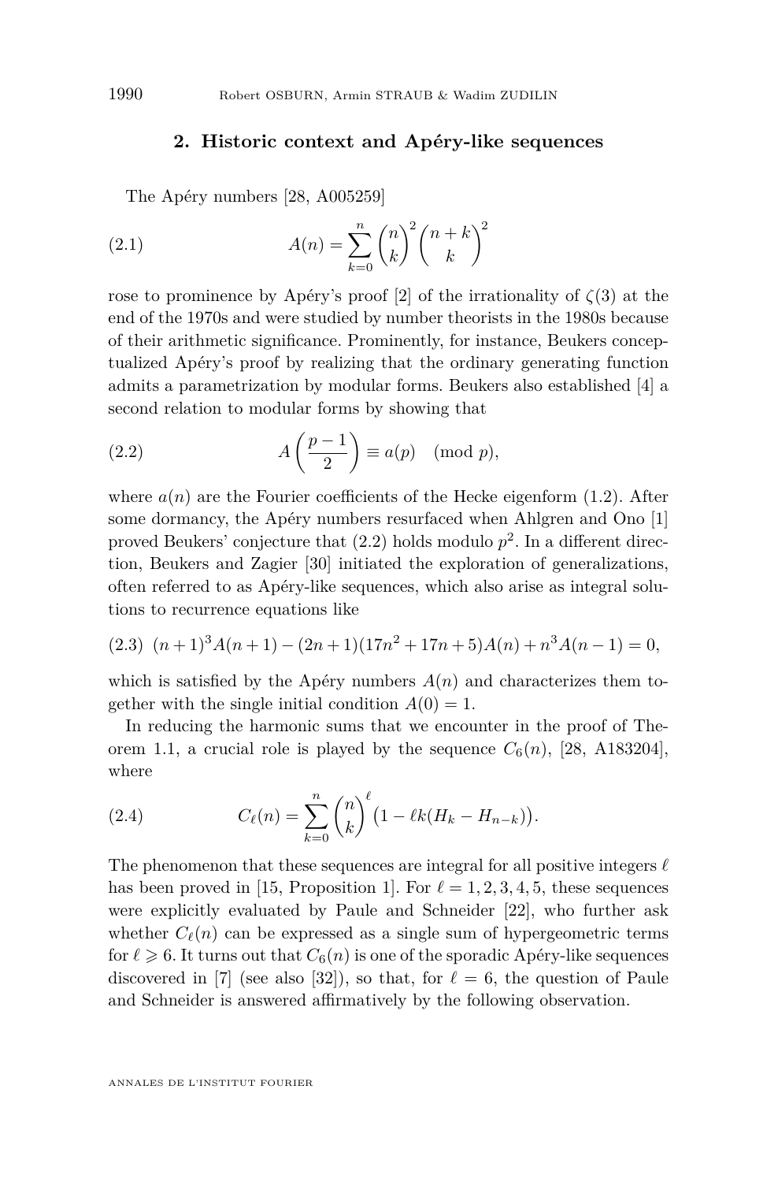## 2. Historic context and Apéry-like sequences

The Apéry numbers [28, A005259]

$$A(n) = \sum_{k=0}^{n} \binom{n}{k}^2 \binom{n+k}{k}^2 \tag{2.1}$$

rose to prominence by Apéry's proof [2] of the irrationality of $\zeta(3)$ at the end of the 1970s and were studied by number theorists in the 1980s because of their arithmetic significance. Prominently, for instance, Beukers conceptualized Apéry's proof by realizing that the ordinary generating function admits a parametrization by modular forms. Beukers also established [4] a second relation to modular forms by showing that

$$A\left(\frac{p-1}{2}\right) \equiv a(p) \pmod{p}, \tag{2.2}$$

where $a(n)$ are the Fourier coefficients of the Hecke eigenform (1.2). After some dormancy, the Apéry numbers resurfaced when Ahlgren and Ono [1] proved Beukers' conjecture that (2.2) holds modulo $p^2$. In a different direction, Beukers and Zagier [30] initiated the exploration of generalizations, often referred to as Apéry-like sequences, which also arise as integral solutions to recurrence equations like

$$(n+1)^3 A(n+1) - (2n+1)(17n^2+17n+5)A(n) + n^3 A(n-1) = 0, \tag{2.3}$$

which is satisfied by the Apéry numbers $A(n)$ and characterizes them together with the single initial condition $A(0) = 1$.

In reducing the harmonic sums that we encounter in the proof of Theorem 1.1, a crucial role is played by the sequence $C_6(n)$, [28, A183204], where

$$C_\ell(n) = \sum_{k=0}^{n} \binom{n}{k}^\ell \big(1 - \ell k (H_k - H_{n-k})\big). \tag{2.4}$$

The phenomenon that these sequences are integral for all positive integers $\ell$ has been proved in [15, Proposition 1]. For $\ell = 1, 2, 3, 4, 5$, these sequences were explicitly evaluated by Paule and Schneider [22], who further ask whether $C_\ell(n)$ can be expressed as a single sum of hypergeometric terms for $\ell \geqslant 6$. It turns out that $C_6(n)$ is one of the sporadic Apéry-like sequences discovered in [7] (see also [32]), so that, for $\ell = 6$, the question of Paule and Schneider is answered affirmatively by the following observation.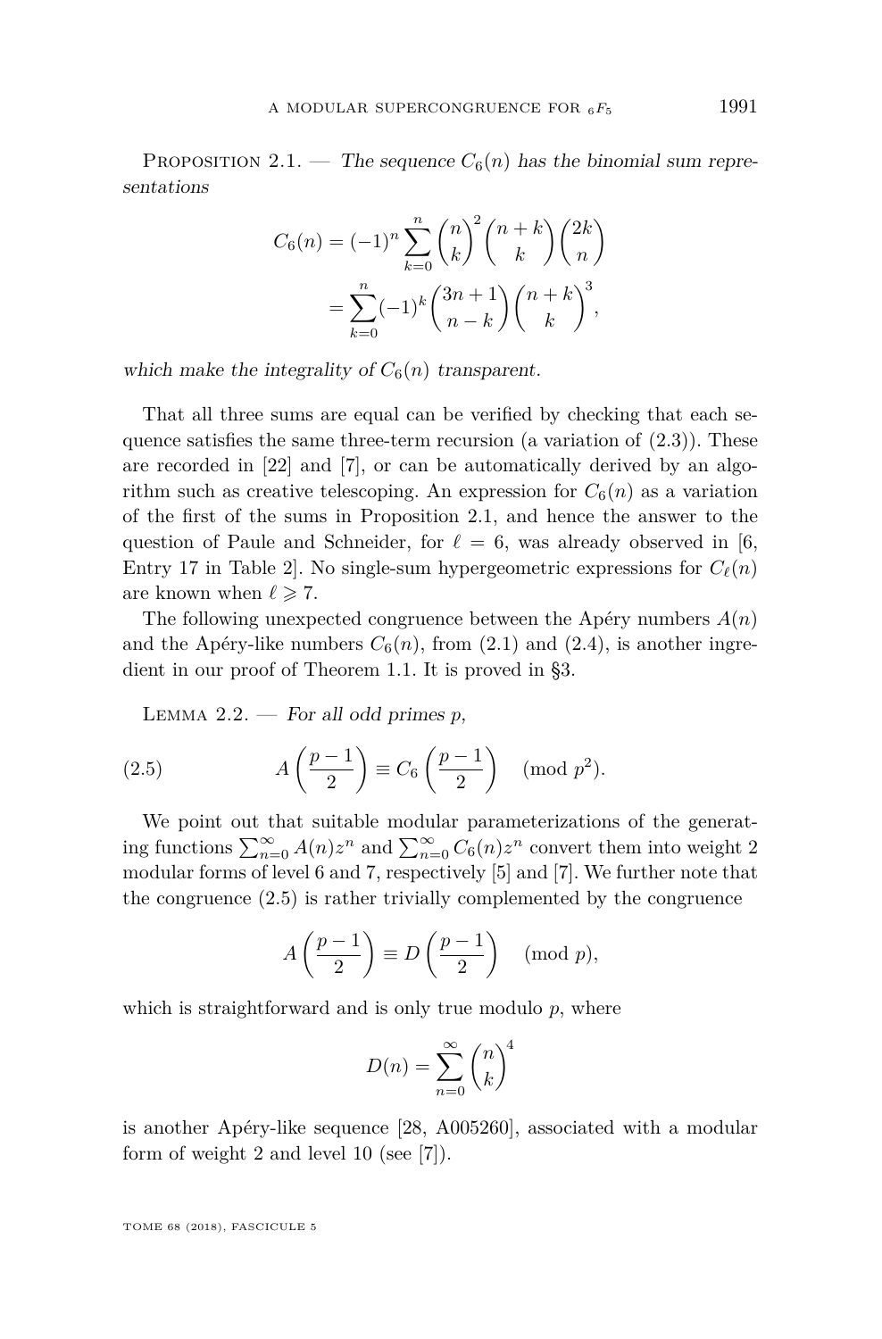Proposition 2.1. — *The sequence $C_6(n)$ has the binomial sum representations*

$$C_6(n) = (-1)^n \sum_{k=0}^{n} \binom{n}{k}^2 \binom{n+k}{k} \binom{2k}{n}$$
$$= \sum_{k=0}^{n} (-1)^k \binom{3n+1}{n-k} \binom{n+k}{k}^3,$$

*which make the integrality of $C_6(n)$ transparent.*

That all three sums are equal can be verified by checking that each sequence satisfies the same three-term recursion (a variation of (2.3)). These are recorded in [22] and [7], or can be automatically derived by an algorithm such as creative telescoping. An expression for $C_6(n)$ as a variation of the first of the sums in Proposition 2.1, and hence the answer to the question of Paule and Schneider, for $\ell = 6$, was already observed in [6, Entry 17 in Table 2]. No single-sum hypergeometric expressions for $C_\ell(n)$ are known when $\ell \geqslant 7$.

The following unexpected congruence between the Apéry numbers $A(n)$ and the Apéry-like numbers $C_6(n)$, from (2.1) and (2.4), is another ingredient in our proof of Theorem 1.1. It is proved in §3.

Lemma 2.2. — *For all odd primes $p$,*

$$A\left(\frac{p-1}{2}\right) \equiv C_6\left(\frac{p-1}{2}\right) \pmod{p^2}. \tag{2.5}$$

We point out that suitable modular parameterizations of the generating functions $\sum_{n=0}^{\infty} A(n)z^n$ and $\sum_{n=0}^{\infty} C_6(n)z^n$ convert them into weight 2 modular forms of level 6 and 7, respectively [5] and [7]. We further note that the congruence (2.5) is rather trivially complemented by the congruence

$$A\left(\frac{p-1}{2}\right) \equiv D\left(\frac{p-1}{2}\right) \pmod{p},$$

which is straightforward and is only true modulo $p$, where

$$D(n) = \sum_{n=0}^{\infty} \binom{n}{k}^4$$

is another Apéry-like sequence [28, A005260], associated with a modular form of weight 2 and level 10 (see [7]).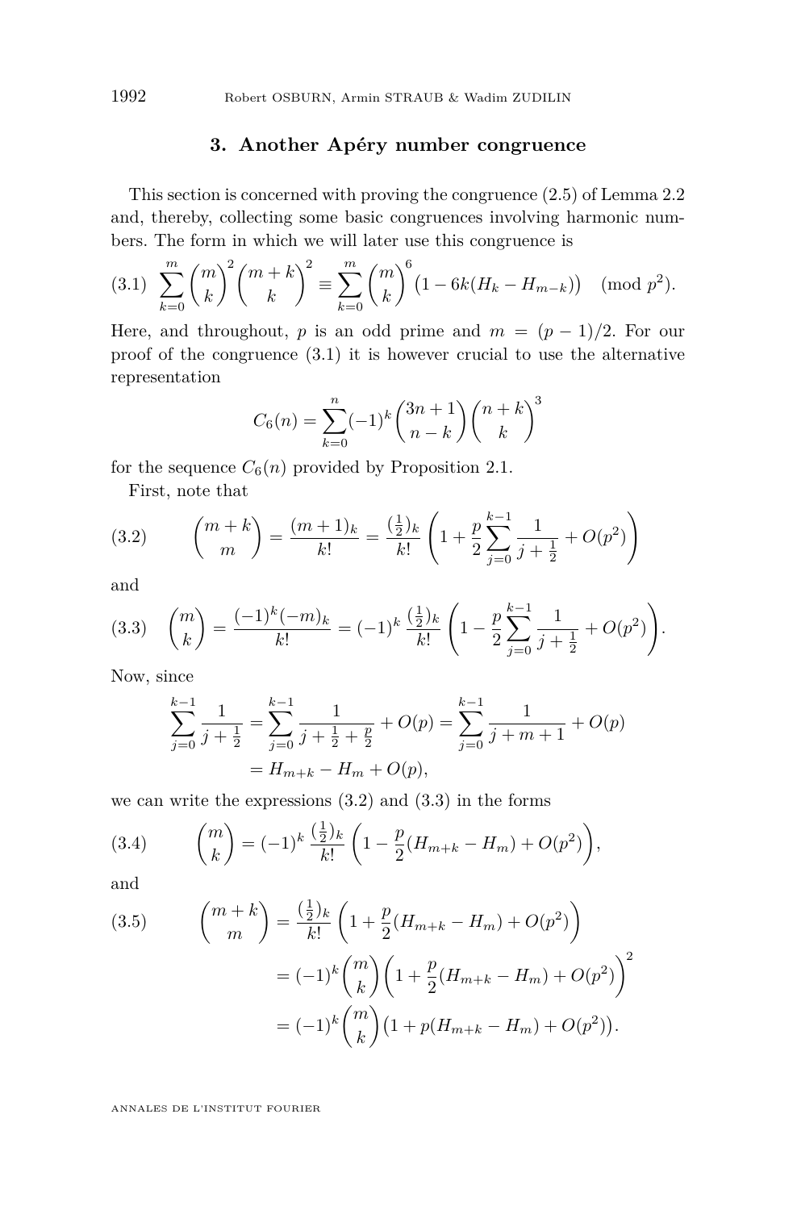## 3. Another Apéry number congruence

This section is concerned with proving the congruence (2.5) of Lemma 2.2 and, thereby, collecting some basic congruences involving harmonic numbers. The form in which we will later use this congruence is

$$\sum_{k=0}^{m}\binom{m}{k}^2\binom{m+k}{k}^2 \equiv \sum_{k=0}^{m}\binom{m}{k}^6\big(1-6k(H_k-H_{m-k})\big) \pmod{p^2}. \tag{3.1}$$

Here, and throughout, $p$ is an odd prime and $m=(p-1)/2$. For our proof of the congruence (3.1) it is however crucial to use the alternative representation

$$C_6(n)=\sum_{k=0}^{n}(-1)^k\binom{3n+1}{n-k}\binom{n+k}{k}^3$$

for the sequence $C_6(n)$ provided by Proposition 2.1.

First, note that

$$\binom{m+k}{m}=\frac{(m+1)_k}{k!}=\frac{(\frac12)_k}{k!}\left(1+\frac{p}{2}\sum_{j=0}^{k-1}\frac{1}{j+\frac12}+O(p^2)\right) \tag{3.2}$$

and

$$\binom{m}{k}=\frac{(-1)^k(-m)_k}{k!}=(-1)^k\,\frac{(\frac12)_k}{k!}\left(1-\frac{p}{2}\sum_{j=0}^{k-1}\frac{1}{j+\frac12}+O(p^2)\right). \tag{3.3}$$

Now, since

$$\begin{aligned}\sum_{j=0}^{k-1}\frac{1}{j+\frac12}&=\sum_{j=0}^{k-1}\frac{1}{j+\frac12+\frac{p}{2}}+O(p)=\sum_{j=0}^{k-1}\frac{1}{j+m+1}+O(p)\\&=H_{m+k}-H_m+O(p),\end{aligned}$$

we can write the expressions (3.2) and (3.3) in the forms

$$\binom{m}{k}=(-1)^k\,\frac{(\frac12)_k}{k!}\left(1-\frac{p}{2}(H_{m+k}-H_m)+O(p^2)\right), \tag{3.4}$$

and

$$\begin{aligned}\binom{m+k}{m}&=\frac{(\frac12)_k}{k!}\left(1+\frac{p}{2}(H_{m+k}-H_m)+O(p^2)\right)\\&=(-1)^k\binom{m}{k}\left(1+\frac{p}{2}(H_{m+k}-H_m)+O(p^2)\right)^2\\&=(-1)^k\binom{m}{k}\big(1+p(H_{m+k}-H_m)+O(p^2)\big).\end{aligned} \tag{3.5}$$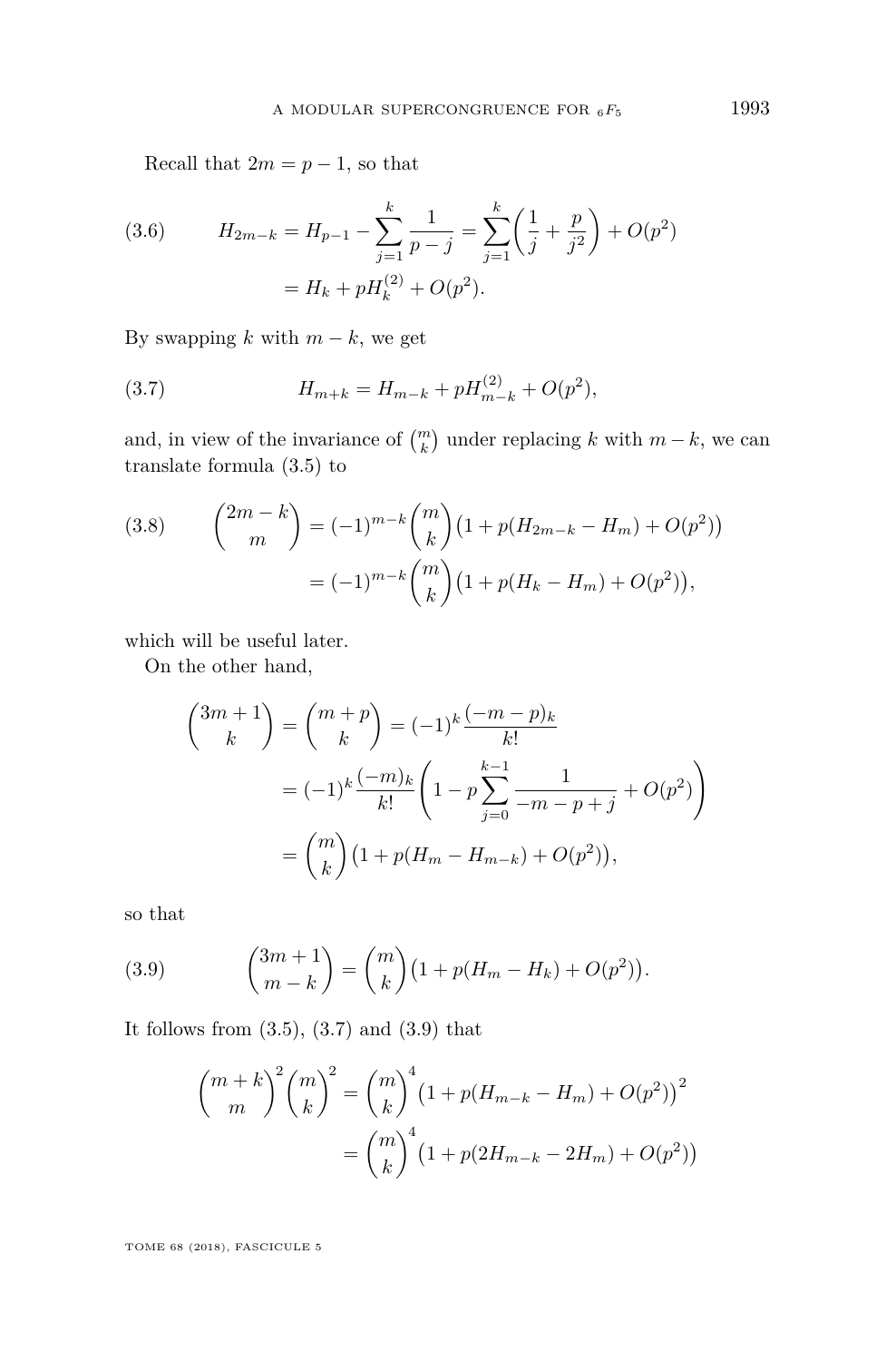Recall that $2m = p-1$, so that

$$H_{2m-k} = H_{p-1} - \sum_{j=1}^{k} \frac{1}{p-j} = \sum_{j=1}^{k} \left( \frac{1}{j} + \frac{p}{j^2} \right) + O(p^2) \tag{3.6}$$
$$= H_k + pH_k^{(2)} + O(p^2).$$

By swapping $k$ with $m-k$, we get

$$H_{m+k} = H_{m-k} + pH_{m-k}^{(2)} + O(p^2), \tag{3.7}$$

and, in view of the invariance of $\binom{m}{k}$ under replacing $k$ with $m-k$, we can translate formula (3.5) to

$$\binom{2m-k}{m} = (-1)^{m-k} \binom{m}{k} \big(1 + p(H_{2m-k} - H_m) + O(p^2)\big) \tag{3.8}$$
$$= (-1)^{m-k} \binom{m}{k} \big(1 + p(H_k - H_m) + O(p^2)\big),$$

which will be useful later.

On the other hand,

$$\binom{3m+1}{k} = \binom{m+p}{k} = (-1)^k \frac{(-m-p)_k}{k!}$$
$$= (-1)^k \frac{(-m)_k}{k!} \left( 1 - p \sum_{j=0}^{k-1} \frac{1}{-m-p+j} + O(p^2) \right)$$
$$= \binom{m}{k} \big(1 + p(H_m - H_{m-k}) + O(p^2)\big),$$

so that

$$\binom{3m+1}{m-k} = \binom{m}{k} \big(1 + p(H_m - H_k) + O(p^2)\big). \tag{3.9}$$

It follows from (3.5), (3.7) and (3.9) that

$$\binom{m+k}{m}^2 \binom{m}{k}^2 = \binom{m}{k}^4 \big(1 + p(H_{m-k} - H_m) + O(p^2)\big)^2$$
$$= \binom{m}{k}^4 \big(1 + p(2H_{m-k} - 2H_m) + O(p^2)\big)$$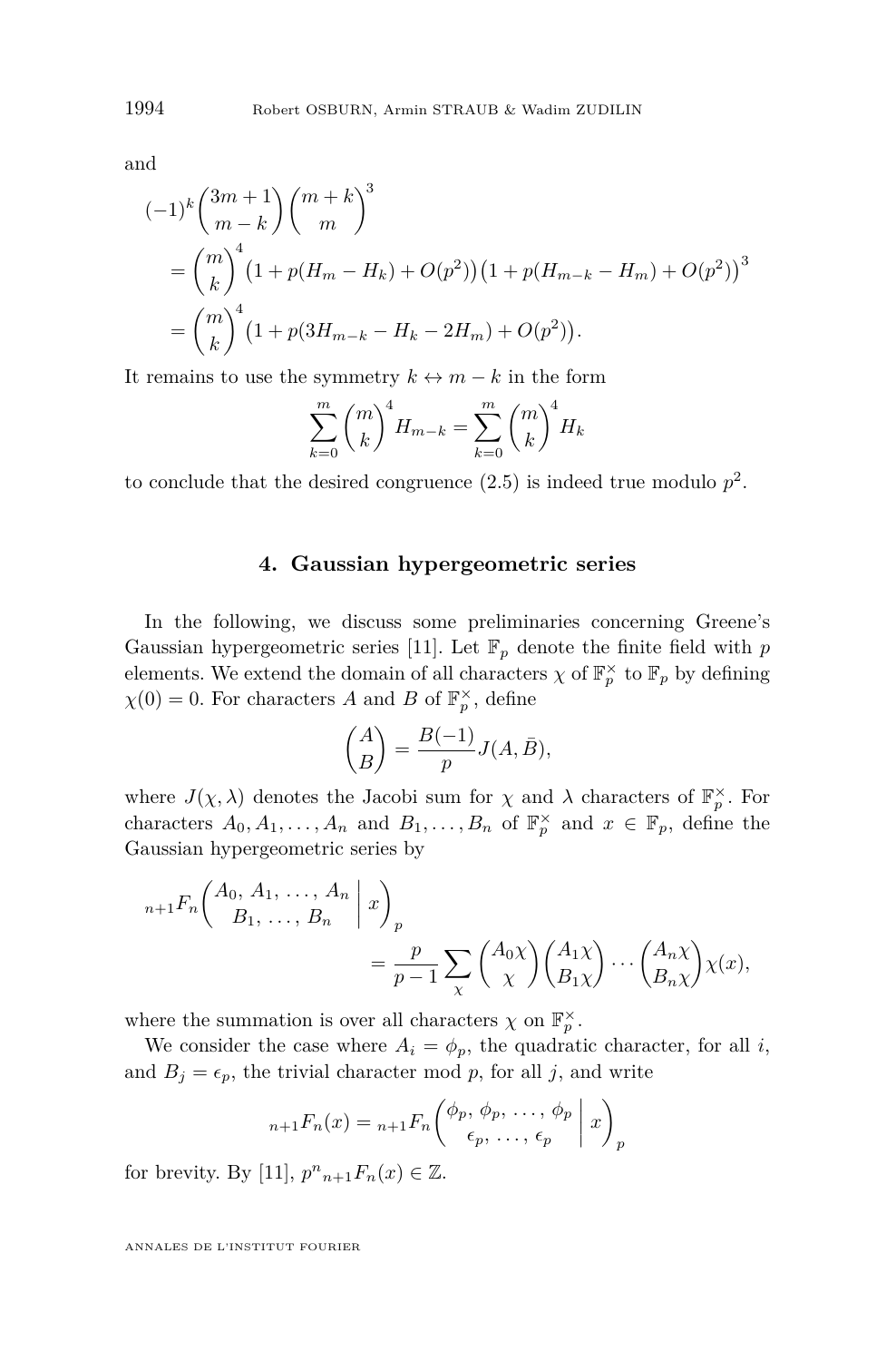and

$$
\begin{aligned}
&(-1)^k\binom{3m+1}{m-k}\binom{m+k}{m}^3 \\
&\quad=\binom{m}{k}^4\big(1+p(H_m-H_k)+O(p^2)\big)\big(1+p(H_{m-k}-H_m)+O(p^2)\big)^3 \\
&\quad=\binom{m}{k}^4\big(1+p(3H_{m-k}-H_k-2H_m)+O(p^2)\big).
\end{aligned}
$$

It remains to use the symmetry $k\leftrightarrow m-k$ in the form

$$
\sum_{k=0}^{m}\binom{m}{k}^4 H_{m-k}=\sum_{k=0}^{m}\binom{m}{k}^4 H_k
$$

to conclude that the desired congruence (2.5) is indeed true modulo $p^2$.

## 4. Gaussian hypergeometric series

In the following, we discuss some preliminaries concerning Greene's Gaussian hypergeometric series [11]. Let $\mathbb{F}_p$ denote the finite field with $p$ elements. We extend the domain of all characters $\chi$ of $\mathbb{F}_p^\times$ to $\mathbb{F}_p$ by defining $\chi(0)=0$. For characters $A$ and $B$ of $\mathbb{F}_p^\times$, define

$$
\binom{A}{B}=\frac{B(-1)}{p}J(A,\bar{B}),
$$

where $J(\chi,\lambda)$ denotes the Jacobi sum for $\chi$ and $\lambda$ characters of $\mathbb{F}_p^\times$. For characters $A_0,A_1,\dots,A_n$ and $B_1,\dots,B_n$ of $\mathbb{F}_p^\times$ and $x\in\mathbb{F}_p$, define the Gaussian hypergeometric series by

$$
{}_{n+1}F_n\left(\begin{matrix}A_0,\,A_1,\,\dots,\,A_n\\ B_1,\,\dots,\,B_n\end{matrix}\;\middle|\;x\right)_p
=\frac{p}{p-1}\sum_{\chi}\binom{A_0\chi}{\chi}\binom{A_1\chi}{B_1\chi}\cdots\binom{A_n\chi}{B_n\chi}\chi(x),
$$

where the summation is over all characters $\chi$ on $\mathbb{F}_p^\times$.

We consider the case where $A_i=\phi_p$, the quadratic character, for all $i$, and $B_j=\epsilon_p$, the trivial character mod $p$, for all $j$, and write

$$
{}_{n+1}F_n(x)={}_{n+1}F_n\left(\begin{matrix}\phi_p,\,\phi_p,\,\dots,\,\phi_p\\ \epsilon_p,\,\dots,\,\epsilon_p\end{matrix}\;\middle|\;x\right)_p
$$

for brevity. By [11], $p^n\,{}_{n+1}F_n(x)\in\mathbb{Z}$.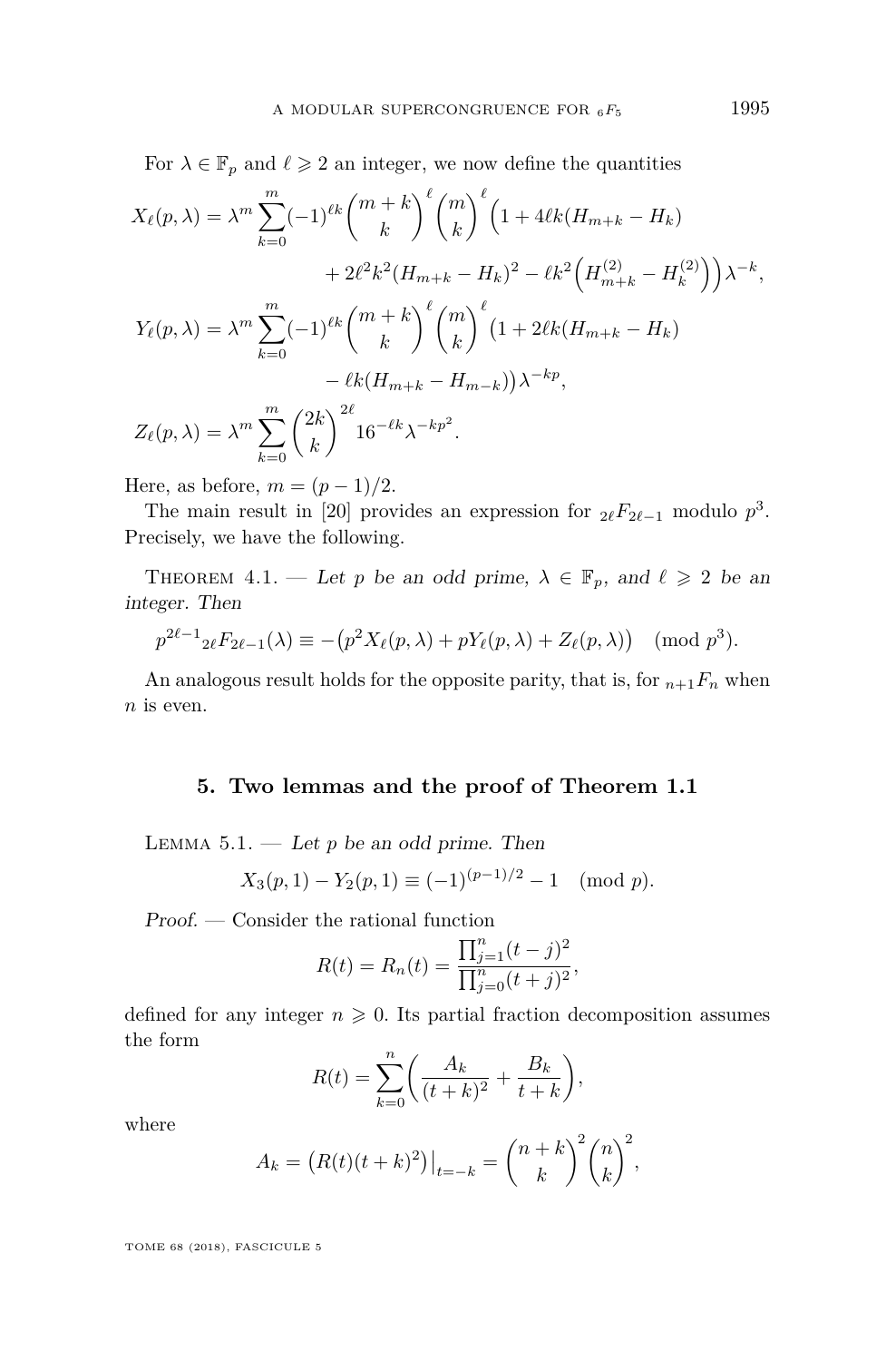For $\lambda \in \mathbb{F}_p$ and $\ell \geqslant 2$ an integer, we now define the quantities

$$
\begin{aligned}
X_\ell(p,\lambda) &= \lambda^m \sum_{k=0}^{m} (-1)^{\ell k} \binom{m+k}{k}^{\ell} \binom{m}{k}^{\ell} \Big(1 + 4\ell k (H_{m+k} - H_k) \\
&\qquad + 2\ell^2 k^2 (H_{m+k} - H_k)^2 - \ell k^2 \Big(H^{(2)}_{m+k} - H^{(2)}_k\Big)\Big) \lambda^{-k}, \\
Y_\ell(p,\lambda) &= \lambda^m \sum_{k=0}^{m} (-1)^{\ell k} \binom{m+k}{k}^{\ell} \binom{m}{k}^{\ell} \big(1 + 2\ell k (H_{m+k} - H_k) \\
&\qquad - \ell k (H_{m+k} - H_{m-k})\big) \lambda^{-kp}, \\
Z_\ell(p,\lambda) &= \lambda^m \sum_{k=0}^{m} \binom{2k}{k}^{2\ell} 16^{-\ell k} \lambda^{-kp^2}.
\end{aligned}
$$

Here, as before, $m = (p-1)/2$.

The main result in [20] provides an expression for ${}_{2\ell}F_{2\ell-1}$ modulo $p^3$. Precisely, we have the following.

Theorem 4.1. — *Let $p$ be an odd prime, $\lambda \in \mathbb{F}_p$, and $\ell \geqslant 2$ be an integer. Then*

$$
p^{2\ell-1} {}_{2\ell}F_{2\ell-1}(\lambda) \equiv -\big(p^2 X_\ell(p,\lambda) + p Y_\ell(p,\lambda) + Z_\ell(p,\lambda)\big) \pmod{p^3}.
$$

An analogous result holds for the opposite parity, that is, for ${}_{n+1}F_n$ when $n$ is even.

## 5. Two lemmas and the proof of Theorem 1.1

Lemma 5.1. — *Let $p$ be an odd prime. Then*

$$
X_3(p,1) - Y_2(p,1) \equiv (-1)^{(p-1)/2} - 1 \pmod{p}.
$$

*Proof.* — Consider the rational function

$$
R(t) = R_n(t) = \frac{\prod_{j=1}^{n} (t-j)^2}{\prod_{j=0}^{n} (t+j)^2},
$$

defined for any integer $n \geqslant 0$. Its partial fraction decomposition assumes the form

$$
R(t) = \sum_{k=0}^{n} \left( \frac{A_k}{(t+k)^2} + \frac{B_k}{t+k} \right),
$$

where

$$
A_k = \big(R(t)(t+k)^2\big)\big|_{t=-k} = \binom{n+k}{k}^2 \binom{n}{k}^2,
$$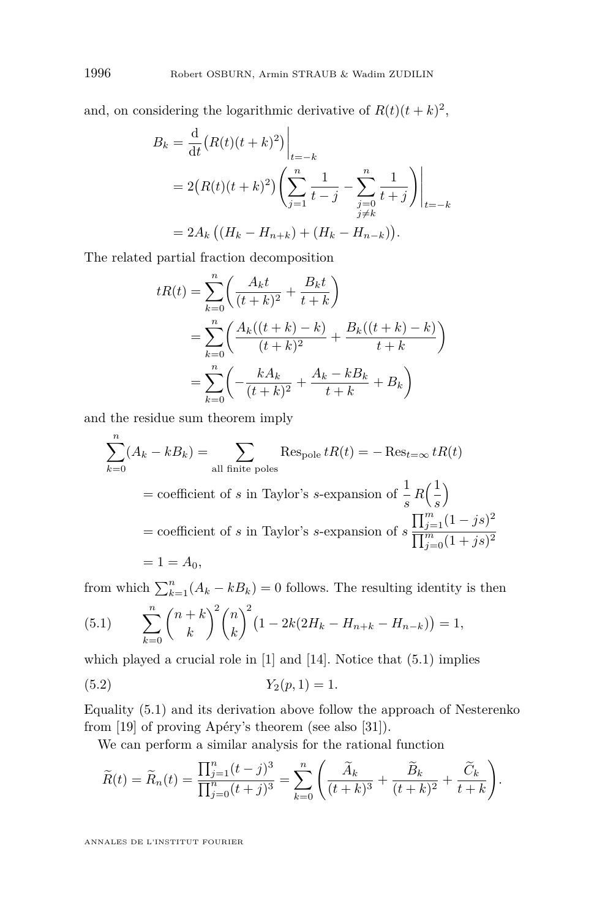and, on considering the logarithmic derivative of $R(t)(t+k)^2$,

$$\begin{aligned} B_k &= \frac{\mathrm{d}}{\mathrm{d}t}\big(R(t)(t+k)^2\big)\bigg|_{t=-k} \\ &= 2\big(R(t)(t+k)^2\big)\left(\sum_{j=1}^{n}\frac{1}{t-j}-\sum_{\substack{j=0\\ j\neq k}}^{n}\frac{1}{t+j}\right)\Bigg|_{t=-k} \\ &= 2A_k\left((H_k-H_{n+k})+(H_k-H_{n-k})\right). \end{aligned}$$

The related partial fraction decomposition

$$\begin{aligned} tR(t) &= \sum_{k=0}^{n}\left(\frac{A_k t}{(t+k)^2}+\frac{B_k t}{t+k}\right) \\ &= \sum_{k=0}^{n}\left(\frac{A_k((t+k)-k)}{(t+k)^2}+\frac{B_k((t+k)-k)}{t+k}\right) \\ &= \sum_{k=0}^{n}\left(-\frac{kA_k}{(t+k)^2}+\frac{A_k-kB_k}{t+k}+B_k\right) \end{aligned}$$

and the residue sum theorem imply

$$\begin{aligned} \sum_{k=0}^{n}(A_k-kB_k) &= \sum_{\text{all finite poles}}\operatorname{Res}_{\text{pole}} tR(t) = -\operatorname{Res}_{t=\infty} tR(t) \\ &= \text{coefficient of } s \text{ in Taylor's } s\text{-expansion of } \frac{1}{s}R\Big(\frac{1}{s}\Big) \\ &= \text{coefficient of } s \text{ in Taylor's } s\text{-expansion of } s\,\frac{\prod_{j=1}^{m}(1-js)^2}{\prod_{j=0}^{m}(1+js)^2} \\ &= 1 = A_0, \end{aligned}$$

from which $\sum_{k=1}^{n}(A_k-kB_k)=0$ follows. The resulting identity is then

$$\sum_{k=0}^{n}\binom{n+k}{k}^2\binom{n}{k}^2\big(1-2k(2H_k-H_{n+k}-H_{n-k})\big)=1, \tag{5.1}$$

which played a crucial role in [1] and [14]. Notice that (5.1) implies

$$Y_2(p,1)=1. \tag{5.2}$$

Equality (5.1) and its derivation above follow the approach of Nesterenko from [19] of proving Apéry's theorem (see also [31]).

We can perform a similar analysis for the rational function

$$\widetilde{R}(t)=\widetilde{R}_n(t)=\frac{\prod_{j=1}^{n}(t-j)^3}{\prod_{j=0}^{n}(t+j)^3}=\sum_{k=0}^{n}\left(\frac{\widetilde{A}_k}{(t+k)^3}+\frac{\widetilde{B}_k}{(t+k)^2}+\frac{\widetilde{C}_k}{t+k}\right).$$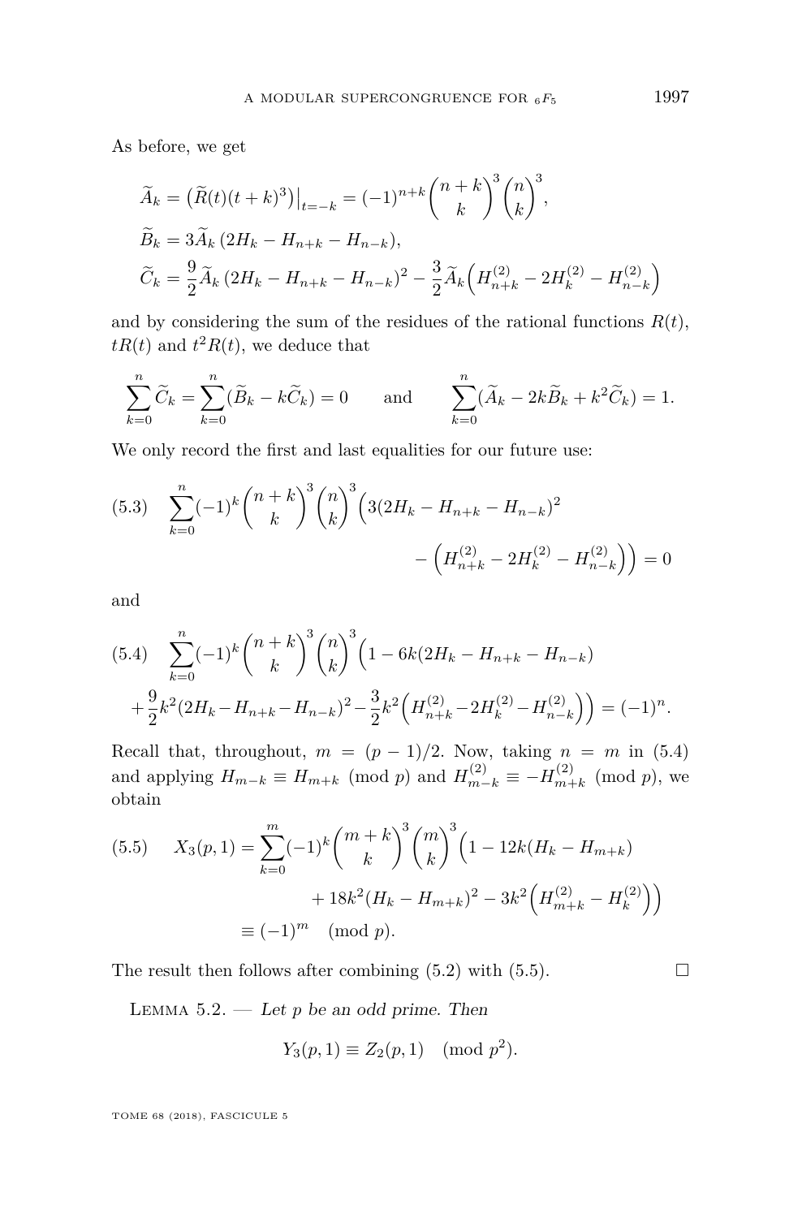As before, we get

$$
\begin{aligned}
\widetilde{A}_k &= \big(\widetilde{R}(t)(t+k)^3\big)\big|_{t=-k} = (-1)^{n+k}\binom{n+k}{k}^3\binom{n}{k}^3,\\
\widetilde{B}_k &= 3\widetilde{A}_k\,(2H_k - H_{n+k} - H_{n-k}),\\
\widetilde{C}_k &= \frac{9}{2}\widetilde{A}_k\,(2H_k - H_{n+k} - H_{n-k})^2 - \frac{3}{2}\widetilde{A}_k\Big(H^{(2)}_{n+k} - 2H^{(2)}_k - H^{(2)}_{n-k}\Big)
\end{aligned}
$$

and by considering the sum of the residues of the rational functions $R(t)$, $tR(t)$ and $t^2R(t)$, we deduce that

$$
\sum_{k=0}^{n}\widetilde{C}_k = \sum_{k=0}^{n}(\widetilde{B}_k - k\widetilde{C}_k) = 0 \qquad \text{and} \qquad \sum_{k=0}^{n}(\widetilde{A}_k - 2k\widetilde{B}_k + k^2\widetilde{C}_k) = 1.
$$

We only record the first and last equalities for our future use:

$$
\begin{aligned}
(5.3)\qquad \sum_{k=0}^{n}(-1)^k\binom{n+k}{k}^3\binom{n}{k}^3\Big(3(2H_k - H_{n+k} - H_{n-k})^2&\\
- \Big(H^{(2)}_{n+k} - 2H^{(2)}_k - H^{(2)}_{n-k}\Big)\Big) &= 0
\end{aligned}
$$

and

$$
\begin{aligned}
(5.4)\qquad \sum_{k=0}^{n}(-1)^k\binom{n+k}{k}^3\binom{n}{k}^3\Big(1 - 6k(2H_k - H_{n+k} - H_{n-k})&\\
+\frac{9}{2}k^2(2H_k - H_{n+k} - H_{n-k})^2 - \frac{3}{2}k^2\Big(H^{(2)}_{n+k} - 2H^{(2)}_k - H^{(2)}_{n-k}\Big)\Big) &= (-1)^n.
\end{aligned}
$$

Recall that, throughout, $m = (p-1)/2$. Now, taking $n = m$ in (5.4) and applying $H_{m-k} \equiv H_{m+k} \pmod p$ and $H^{(2)}_{m-k} \equiv -H^{(2)}_{m+k} \pmod p$, we obtain

$$
\begin{aligned}
(5.5)\qquad X_3(p,1) = \sum_{k=0}^{m}(-1)^k\binom{m+k}{k}^3\binom{m}{k}^3\Big(1 - 12k(H_k - H_{m+k})&\\
+ 18k^2(H_k - H_{m+k})^2 - 3k^2\Big(H^{(2)}_{m+k} - H^{(2)}_k\Big)\Big)&\\
\equiv (-1)^m \pmod p.&
\end{aligned}
$$

The result then follows after combining (5.2) with (5.5). $\square$

Lemma 5.2. — *Let $p$ be an odd prime. Then*

$$
Y_3(p,1) \equiv Z_2(p,1) \pmod{p^2}.
$$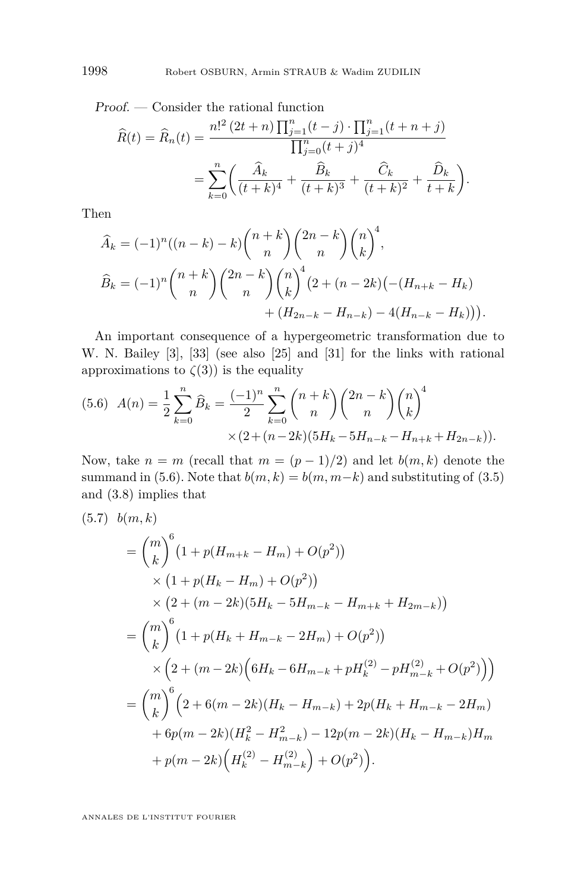*Proof.* — Consider the rational function

$$\widehat{R}(t) = \widehat{R}_n(t) = \frac{n!^2\,(2t+n)\prod_{j=1}^{n}(t-j)\cdot\prod_{j=1}^{n}(t+n+j)}{\prod_{j=0}^{n}(t+j)^4}$$
$$= \sum_{k=0}^{n}\biggl(\frac{\widehat{A}_k}{(t+k)^4} + \frac{\widehat{B}_k}{(t+k)^3} + \frac{\widehat{C}_k}{(t+k)^2} + \frac{\widehat{D}_k}{t+k}\biggr).$$

Then

$$\widehat{A}_k = (-1)^n((n-k)-k)\binom{n+k}{n}\binom{2n-k}{n}\binom{n}{k}^4,$$
$$\widehat{B}_k = (-1)^n\binom{n+k}{n}\binom{2n-k}{n}\binom{n}{k}^4\bigl(2+(n-2k)\bigl(-(H_{n+k}-H_k) + (H_{2n-k}-H_{n-k}) - 4(H_{n-k}-H_k)\bigr)\bigr).$$

An important consequence of a hypergeometric transformation due to W. N. Bailey [3], [33] (see also [25] and [31] for the links with rational approximations to $\zeta(3)$) is the equality

$$A(n) = \frac{1}{2}\sum_{k=0}^{n}\widehat{B}_k = \frac{(-1)^n}{2}\sum_{k=0}^{n}\binom{n+k}{n}\binom{2n-k}{n}\binom{n}{k}^4 \times(2+(n-2k)(5H_k-5H_{n-k}-H_{n+k}+H_{2n-k})). \tag{5.6}$$

Now, take $n=m$ (recall that $m=(p-1)/2$) and let $b(m,k)$ denote the summand in (5.6). Note that $b(m,k)=b(m,m-k)$ and substituting of (3.5) and (3.8) implies that

$$\begin{aligned}
b(m,k) &= \binom{m}{k}^6\bigl(1+p(H_{m+k}-H_m)+O(p^2)\bigr)\\
&\quad\times\bigl(1+p(H_k-H_m)+O(p^2)\bigr)\\
&\quad\times\bigl(2+(m-2k)(5H_k-5H_{m-k}-H_{m+k}+H_{2m-k})\bigr)\\
&= \binom{m}{k}^6\bigl(1+p(H_k+H_{m-k}-2H_m)+O(p^2)\bigr)\\
&\quad\times\Bigl(2+(m-2k)\Bigl(6H_k-6H_{m-k}+pH_k^{(2)}-pH_{m-k}^{(2)}+O(p^2)\Bigr)\Bigr)\\
&= \binom{m}{k}^6\Bigl(2+6(m-2k)(H_k-H_{m-k})+2p(H_k+H_{m-k}-2H_m)\\
&\quad+6p(m-2k)(H_k^2-H_{m-k}^2)-12p(m-2k)(H_k-H_{m-k})H_m\\
&\quad+p(m-2k)\Bigl(H_k^{(2)}-H_{m-k}^{(2)}\Bigr)+O(p^2)\Bigr).
\end{aligned} \tag{5.7}$$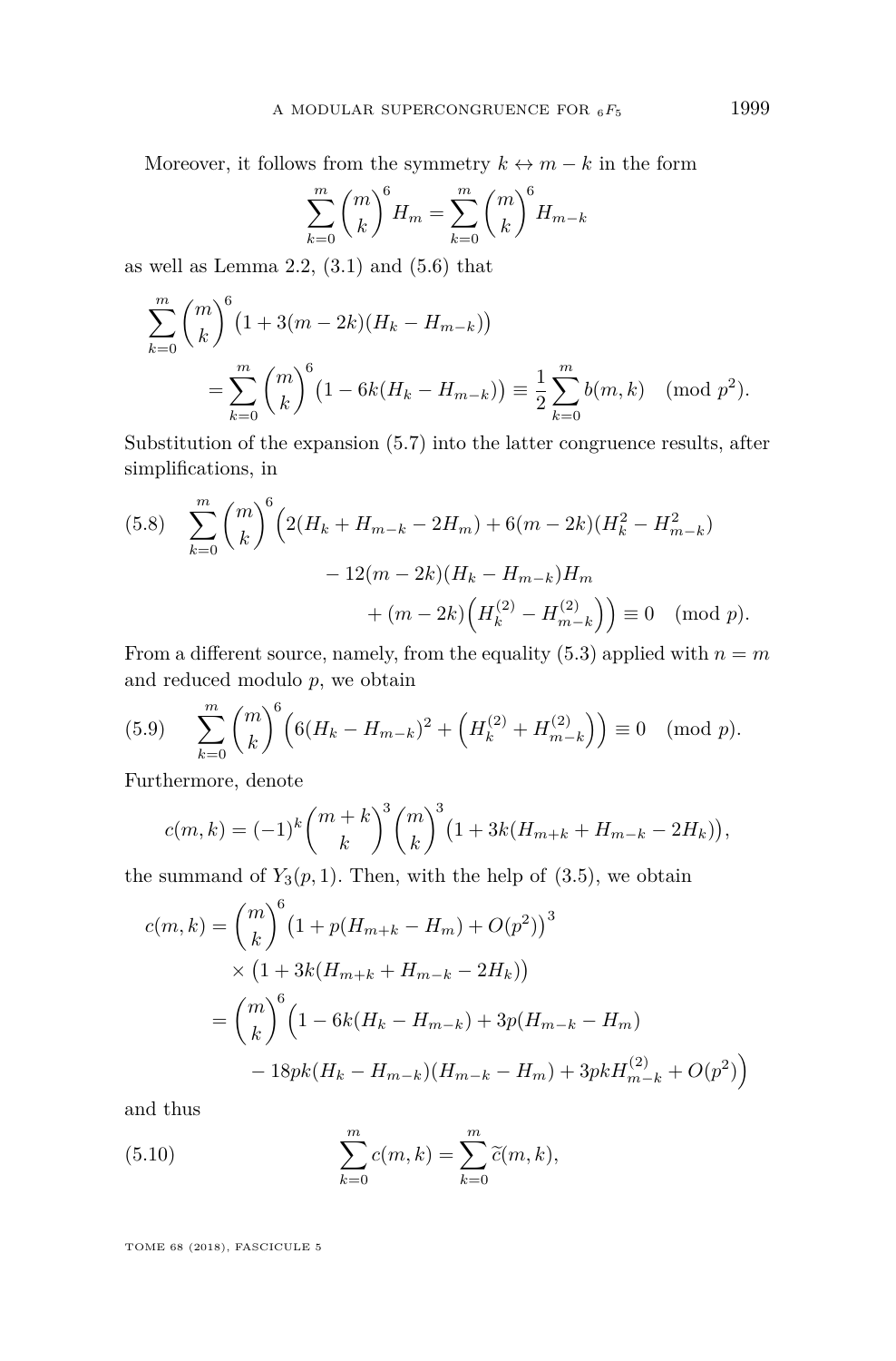Moreover, it follows from the symmetry $k \leftrightarrow m-k$ in the form

$$\sum_{k=0}^{m} \binom{m}{k}^6 H_m = \sum_{k=0}^{m} \binom{m}{k}^6 H_{m-k}$$

as well as Lemma 2.2, (3.1) and (5.6) that

$$\begin{aligned}\sum_{k=0}^{m} \binom{m}{k}^6 &\bigl(1+3(m-2k)(H_k - H_{m-k})\bigr) \\ &= \sum_{k=0}^{m} \binom{m}{k}^6 \bigl(1-6k(H_k - H_{m-k})\bigr) \equiv \frac{1}{2}\sum_{k=0}^{m} b(m,k) \pmod{p^2}.\end{aligned}$$

Substitution of the expansion (5.7) into the latter congruence results, after simplifications, in

$$\begin{aligned}\sum_{k=0}^{m} \binom{m}{k}^6 \Bigl(2(H_k + H_{m-k} - 2H_m) &+ 6(m-2k)(H_k^2 - H_{m-k}^2) \\ &- 12(m-2k)(H_k - H_{m-k})H_m \\ &+ (m-2k)\Bigl(H_k^{(2)} - H_{m-k}^{(2)}\Bigr)\Bigr) \equiv 0 \pmod{p}.\end{aligned} \tag{5.8}$$

From a different source, namely, from the equality (5.3) applied with $n=m$ and reduced modulo $p$, we obtain

$$\sum_{k=0}^{m} \binom{m}{k}^6 \Bigl(6(H_k - H_{m-k})^2 + \Bigl(H_k^{(2)} + H_{m-k}^{(2)}\Bigr)\Bigr) \equiv 0 \pmod{p}. \tag{5.9}$$

Furthermore, denote

$$c(m,k) = (-1)^k \binom{m+k}{k}^3 \binom{m}{k}^3 \bigl(1+3k(H_{m+k} + H_{m-k} - 2H_k)\bigr),$$

the summand of $Y_3(p,1)$. Then, with the help of (3.5), we obtain

$$\begin{aligned}c(m,k) &= \binom{m}{k}^6 \bigl(1+p(H_{m+k} - H_m) + O(p^2)\bigr)^3 \\ &\quad \times \bigl(1+3k(H_{m+k} + H_{m-k} - 2H_k)\bigr) \\ &= \binom{m}{k}^6 \Bigl(1-6k(H_k - H_{m-k}) + 3p(H_{m-k} - H_m) \\ &\quad - 18pk(H_k - H_{m-k})(H_{m-k} - H_m) + 3pkH_{m-k}^{(2)} + O(p^2)\Bigr)\end{aligned}$$

and thus

$$\sum_{k=0}^{m} c(m,k) = \sum_{k=0}^{m} \widetilde{c}(m,k), \tag{5.10}$$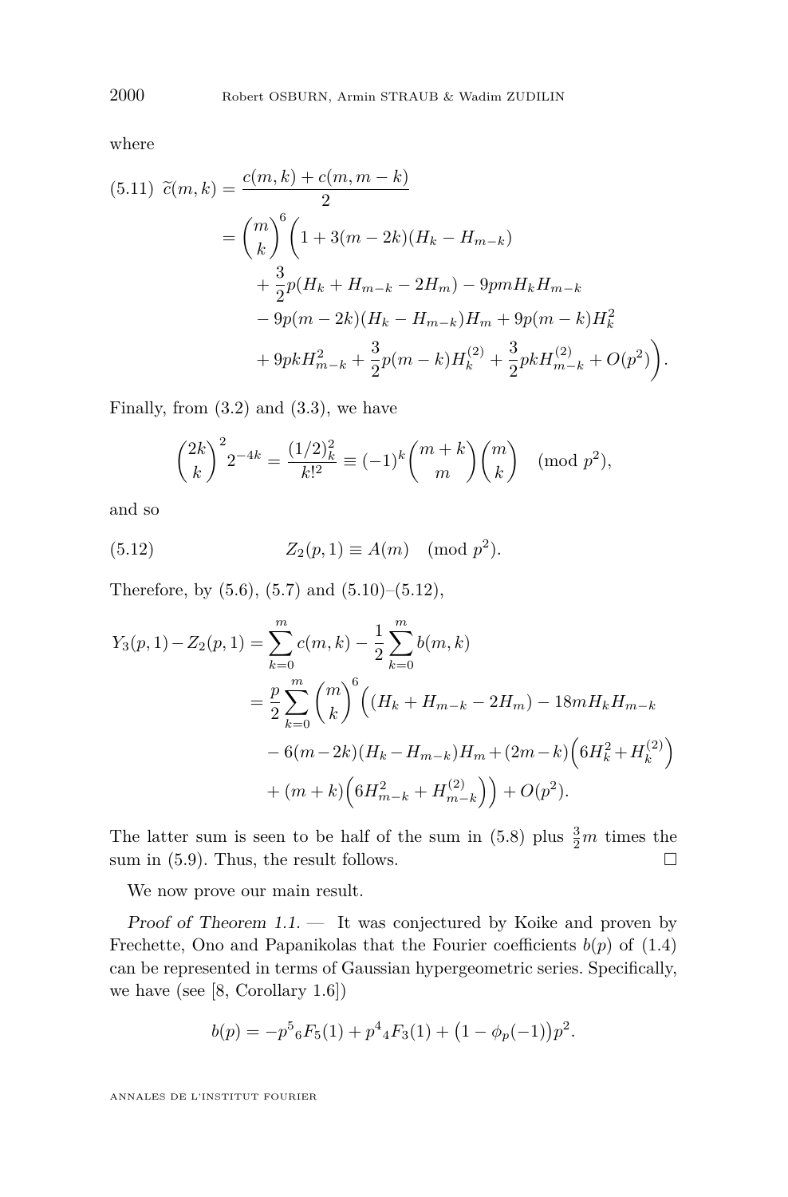where

$$
\begin{aligned}
(5.11)\quad \widetilde{c}(m,k) &= \frac{c(m,k)+c(m,m-k)}{2} \\
&= \binom{m}{k}^6 \bigg(1 + 3(m-2k)(H_k - H_{m-k}) \\
&\quad + \frac{3}{2}p(H_k + H_{m-k} - 2H_m) - 9pmH_kH_{m-k} \\
&\quad - 9p(m-2k)(H_k - H_{m-k})H_m + 9p(m-k)H_k^2 \\
&\quad + 9pkH_{m-k}^2 + \frac{3}{2}p(m-k)H_k^{(2)} + \frac{3}{2}pkH_{m-k}^{(2)} + O(p^2)\bigg).
\end{aligned}
$$

Finally, from (3.2) and (3.3), we have

$$
\binom{2k}{k}^2 2^{-4k} = \frac{(1/2)_k^2}{k!^2} \equiv (-1)^k \binom{m+k}{m}\binom{m}{k} \pmod{p^2},
$$

and so

$$
Z_2(p,1) \equiv A(m) \pmod{p^2}. \tag{5.12}
$$

Therefore, by (5.6), (5.7) and (5.10)–(5.12),

$$
\begin{aligned}
Y_3(p,1) - Z_2(p,1) &= \sum_{k=0}^{m} c(m,k) - \frac{1}{2}\sum_{k=0}^{m} b(m,k) \\
&= \frac{p}{2}\sum_{k=0}^{m}\binom{m}{k}^6 \Big((H_k + H_{m-k} - 2H_m) - 18mH_kH_{m-k} \\
&\quad - 6(m-2k)(H_k - H_{m-k})H_m + (2m-k)\Big(6H_k^2 + H_k^{(2)}\Big) \\
&\quad + (m+k)\Big(6H_{m-k}^2 + H_{m-k}^{(2)}\Big)\Big) + O(p^2).
\end{aligned}
$$

The latter sum is seen to be half of the sum in (5.8) plus $\frac{3}{2}m$ times the sum in (5.9). Thus, the result follows. □

We now prove our main result.

*Proof of Theorem 1.1.* — It was conjectured by Koike and proven by Frechette, Ono and Papanikolas that the Fourier coefficients $b(p)$ of (1.4) can be represented in terms of Gaussian hypergeometric series. Specifically, we have (see [8, Corollary 1.6])

$$
b(p) = -p^5 {}_6F_5(1) + p^4 {}_4F_3(1) + \big(1 - \phi_p(-1)\big)p^2.
$$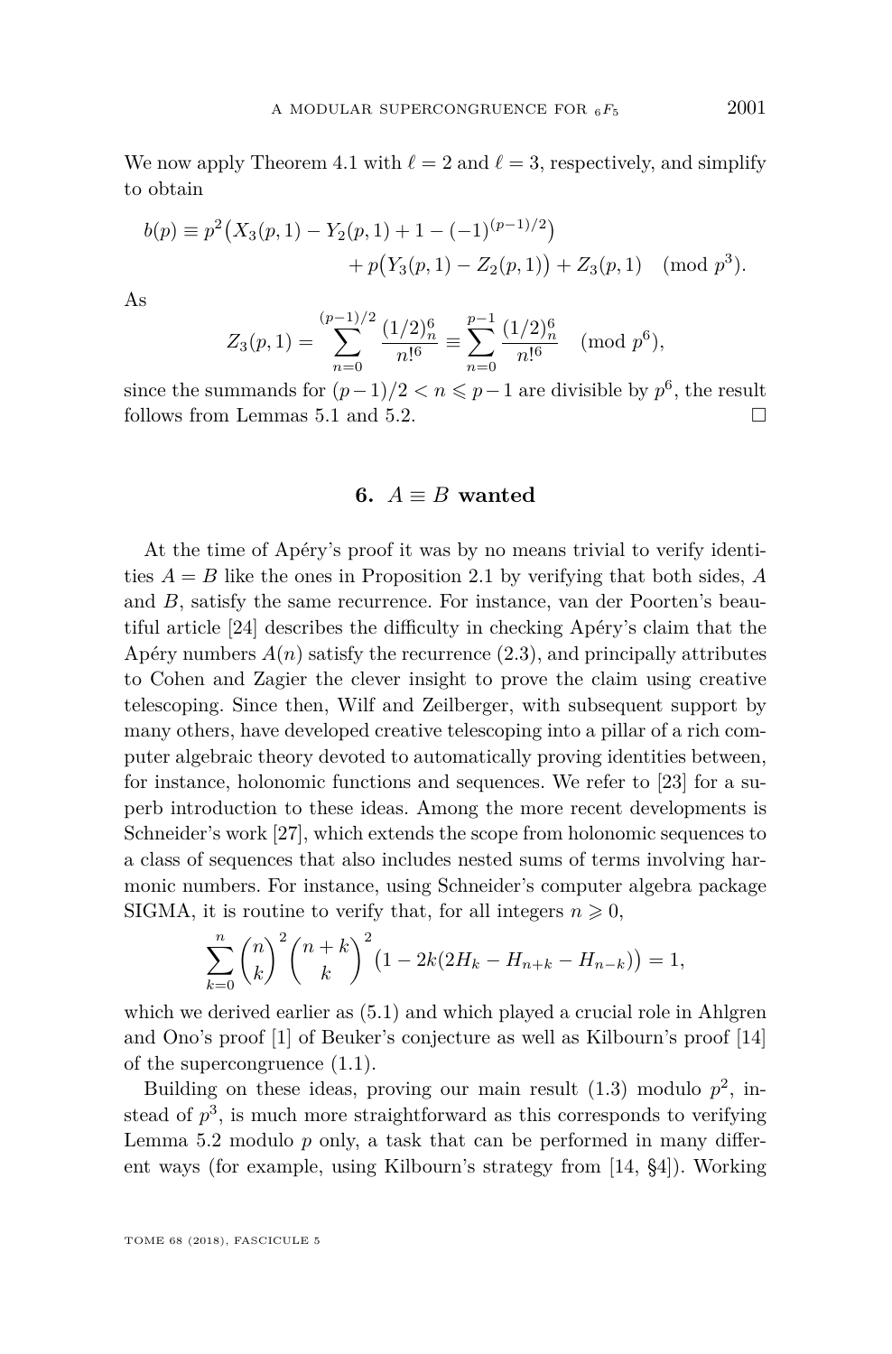We now apply Theorem 4.1 with $\ell = 2$ and $\ell = 3$, respectively, and simplify to obtain

$$b(p) \equiv p^2\big(X_3(p,1) - Y_2(p,1) + 1 - (-1)^{(p-1)/2}\big) + p\big(Y_3(p,1) - Z_2(p,1)\big) + Z_3(p,1) \pmod{p^3}.$$

As

$$Z_3(p,1) = \sum_{n=0}^{(p-1)/2} \frac{(1/2)_n^6}{n!^6} \equiv \sum_{n=0}^{p-1} \frac{(1/2)_n^6}{n!^6} \pmod{p^6},$$

since the summands for $(p-1)/2 < n \leqslant p-1$ are divisible by $p^6$, the result follows from Lemmas 5.1 and 5.2. □

## 6. $A \equiv B$ wanted

At the time of Apéry's proof it was by no means trivial to verify identities $A = B$ like the ones in Proposition 2.1 by verifying that both sides, $A$ and $B$, satisfy the same recurrence. For instance, van der Poorten's beautiful article [24] describes the difficulty in checking Apéry's claim that the Apéry numbers $A(n)$ satisfy the recurrence (2.3), and principally attributes to Cohen and Zagier the clever insight to prove the claim using creative telescoping. Since then, Wilf and Zeilberger, with subsequent support by many others, have developed creative telescoping into a pillar of a rich computer algebraic theory devoted to automatically proving identities between, for instance, holonomic functions and sequences. We refer to [23] for a superb introduction to these ideas. Among the more recent developments is Schneider's work [27], which extends the scope from holonomic sequences to a class of sequences that also includes nested sums of terms involving harmonic numbers. For instance, using Schneider's computer algebra package SIGMA, it is routine to verify that, for all integers $n \geqslant 0$,

$$\sum_{k=0}^{n} \binom{n}{k}^2 \binom{n+k}{k}^2 \big(1 - 2k(2H_k - H_{n+k} - H_{n-k})\big) = 1,$$

which we derived earlier as (5.1) and which played a crucial role in Ahlgren and Ono's proof [1] of Beuker's conjecture as well as Kilbourn's proof [14] of the supercongruence (1.1).

Building on these ideas, proving our main result (1.3) modulo $p^2$, instead of $p^3$, is much more straightforward as this corresponds to verifying Lemma 5.2 modulo $p$ only, a task that can be performed in many different ways (for example, using Kilbourn's strategy from [14, §4]). Working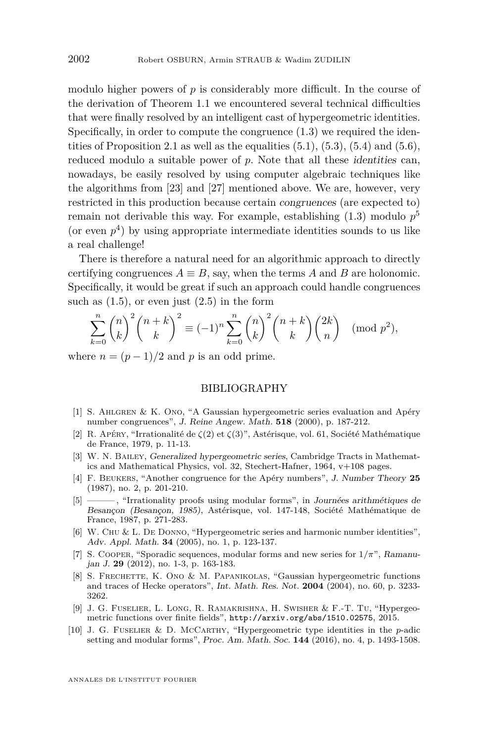modulo higher powers of $p$ is considerably more difficult. In the course of the derivation of Theorem 1.1 we encountered several technical difficulties that were finally resolved by an intelligent cast of hypergeometric identities. Specifically, in order to compute the congruence (1.3) we required the identities of Proposition 2.1 as well as the equalities (5.1), (5.3), (5.4) and (5.6), reduced modulo a suitable power of $p$. Note that all these *identities* can, nowadays, be easily resolved by using computer algebraic techniques like the algorithms from [23] and [27] mentioned above. We are, however, very restricted in this production because certain *congruences* (are expected to) remain not derivable this way. For example, establishing (1.3) modulo $p^5$ (or even $p^4$) by using appropriate intermediate identities sounds to us like a real challenge!

There is therefore a natural need for an algorithmic approach to directly certifying congruences $A \equiv B$, say, when the terms $A$ and $B$ are holonomic. Specifically, it would be great if such an approach could handle congruences such as (1.5), or even just (2.5) in the form

$$\sum_{k=0}^{n} \binom{n}{k}^2 \binom{n+k}{k}^2 \equiv (-1)^n \sum_{k=0}^{n} \binom{n}{k}^2 \binom{n+k}{k} \binom{2k}{n} \pmod{p^2},$$

where $n = (p-1)/2$ and $p$ is an odd prime.

## BIBLIOGRAPHY

[1] S. Ahlgren & K. Ono, "A Gaussian hypergeometric series evaluation and Apéry number congruences", *J. Reine Angew. Math.* **518** (2000), p. 187-212.

[2] R. Apéry, "Irrationalité de $\zeta(2)$ et $\zeta(3)$", Astérisque, vol. 61, Société Mathématique de France, 1979, p. 11-13.

[3] W. N. Bailey, *Generalized hypergeometric series*, Cambridge Tracts in Mathematics and Mathematical Physics, vol. 32, Stechert-Hafner, 1964, v+108 pages.

[4] F. Beukers, "Another congruence for the Apéry numbers", *J. Number Theory* **25** (1987), no. 2, p. 201-210.

[5] ———, "Irrationality proofs using modular forms", in *Journées arithmétiques de Besançon (Besançon, 1985)*, Astérisque, vol. 147-148, Société Mathématique de France, 1987, p. 271-283.

[6] W. Chu & L. De Donno, "Hypergeometric series and harmonic number identities", *Adv. Appl. Math.* **34** (2005), no. 1, p. 123-137.

[7] S. Cooper, "Sporadic sequences, modular forms and new series for $1/\pi$", *Ramanujan J.* **29** (2012), no. 1-3, p. 163-183.

[8] S. Frechette, K. Ono & M. Papanikolas, "Gaussian hypergeometric functions and traces of Hecke operators", *Int. Math. Res. Not.* **2004** (2004), no. 60, p. 3233-3262.

[9] J. G. Fuselier, L. Long, R. Ramakrishna, H. Swisher & F.-T. Tu, "Hypergeometric functions over finite fields", `http://arxiv.org/abs/1510.02575`, 2015.

[10] J. G. Fuselier & D. McCarthy, "Hypergeometric type identities in the $p$-adic setting and modular forms", *Proc. Am. Math. Soc.* **144** (2016), no. 4, p. 1493-1508.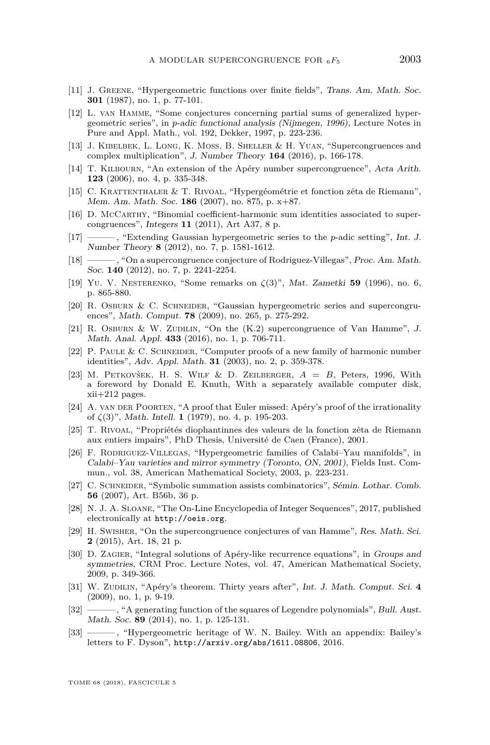[11] J. Greene, "Hypergeometric functions over finite fields", *Trans. Am. Math. Soc.* **301** (1987), no. 1, p. 77-101.

[12] L. van Hamme, "Some conjectures concerning partial sums of generalized hypergeometric series", in *p-adic functional analysis (Nijmegen, 1996)*, Lecture Notes in Pure and Appl. Math., vol. 192, Dekker, 1997, p. 223-236.

[13] J. Kibelbek, L. Long, K. Moss, B. Sheller & H. Yuan, "Supercongruences and complex multiplication", *J. Number Theory* **164** (2016), p. 166-178.

[14] T. Kilbourn, "An extension of the Apéry number supercongruence", *Acta Arith.* **123** (2006), no. 4, p. 335-348.

[15] C. Krattenthaler & T. Rivoal, "Hypergéométrie et fonction zêta de Riemann", *Mem. Am. Math. Soc.* **186** (2007), no. 875, p. x+87.

[16] D. McCarthy, "Binomial coefficient-harmonic sum identities associated to supercongruences", *Integers* **11** (2011), Art A37, 8 p.

[17] ———, "Extending Gaussian hypergeometric series to the $p$-adic setting", *Int. J. Number Theory* **8** (2012), no. 7, p. 1581-1612.

[18] ———, "On a supercongruence conjecture of Rodriguez-Villegas", *Proc. Am. Math. Soc.* **140** (2012), no. 7, p. 2241-2254.

[19] Yu. V. Nesterenko, "Some remarks on $\zeta(3)$", *Mat. Zametki* **59** (1996), no. 6, p. 865-880.

[20] R. Osburn & C. Schneider, "Gaussian hypergeometric series and supercongruences", *Math. Comput.* **78** (2009), no. 265, p. 275-292.

[21] R. Osburn & W. Zudilin, "On the (K.2) supercongruence of Van Hamme", *J. Math. Anal. Appl.* **433** (2016), no. 1, p. 706-711.

[22] P. Paule & C. Schneider, "Computer proofs of a new family of harmonic number identities", *Adv. Appl. Math.* **31** (2003), no. 2, p. 359-378.

[23] M. Petkovšek, H. S. Wilf & D. Zeilberger, *A = B*, Peters, 1996, With a foreword by Donald E. Knuth, With a separately available computer disk, xii+212 pages.

[24] A. van der Poorten, "A proof that Euler missed: Apéry's proof of the irrationality of $\zeta(3)$", *Math. Intell.* **1** (1979), no. 4, p. 195-203.

[25] T. Rivoal, "Propriétés diophantinnes des valeurs de la fonction zêta de Riemann aux entiers impairs", PhD Thesis, Université de Caen (France), 2001.

[26] F. Rodriguez-Villegas, "Hypergeometric families of Calabi–Yau manifolds", in *Calabi–Yau varieties and mirror symmetry (Toronto, ON, 2001)*, Fields Inst. Commun., vol. 38, American Mathematical Society, 2003, p. 223-231.

[27] C. Schneider, "Symbolic summation assists combinatorics", *Sémin. Lothar. Comb.* **56** (2007), Art. B56b, 36 p.

[28] N. J. A. Sloane, "The On-Line Encyclopedia of Integer Sequences", 2017, published electronically at `http://oeis.org`.

[29] H. Swisher, "On the supercongruence conjectures of van Hamme", *Res. Math. Sci.* **2** (2015), Art. 18, 21 p.

[30] D. Zagier, "Integral solutions of Apéry-like recurrence equations", in *Groups and symmetries*, CRM Proc. Lecture Notes, vol. 47, American Mathematical Society, 2009, p. 349-366.

[31] W. Zudilin, "Apéry's theorem. Thirty years after", *Int. J. Math. Comput. Sci.* **4** (2009), no. 1, p. 9-19.

[32] ———, "A generating function of the squares of Legendre polynomials", *Bull. Aust. Math. Soc.* **89** (2014), no. 1, p. 125-131.

[33] ———, "Hypergeometric heritage of W. N. Bailey. With an appendix: Bailey's letters to F. Dyson", `http://arxiv.org/abs/1611.08806`, 2016.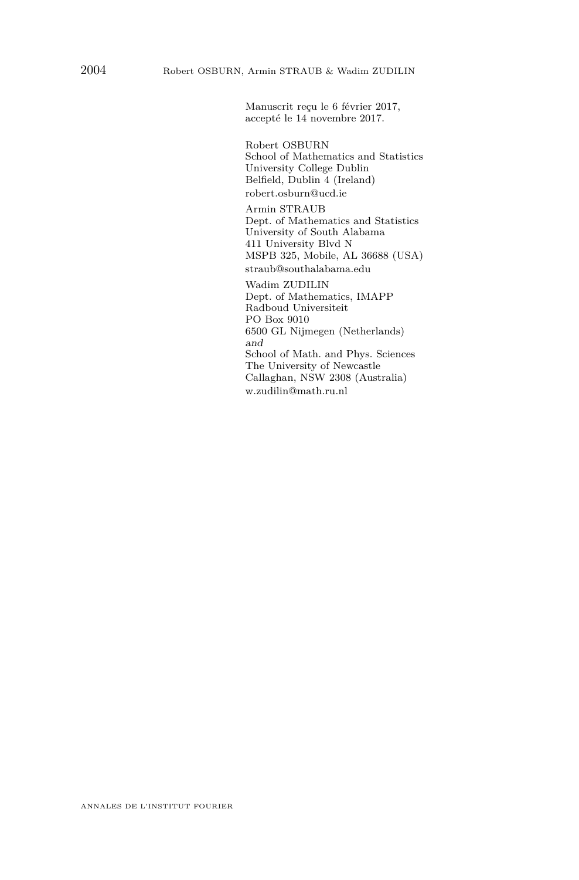Manuscrit reçu le 6 février 2017,
accepté le 14 novembre 2017.

Robert OSBURN
School of Mathematics and Statistics
University College Dublin
Belfield, Dublin 4 (Ireland)
robert.osburn@ucd.ie

Armin STRAUB
Dept. of Mathematics and Statistics
University of South Alabama
411 University Blvd N
MSPB 325, Mobile, AL 36688 (USA)
straub@southalabama.edu

Wadim ZUDILIN
Dept. of Mathematics, IMAPP
Radboud Universiteit
PO Box 9010
6500 GL Nijmegen (Netherlands)
*and*
School of Math. and Phys. Sciences
The University of Newcastle
Callaghan, NSW 2308 (Australia)
w.zudilin@math.ru.nl